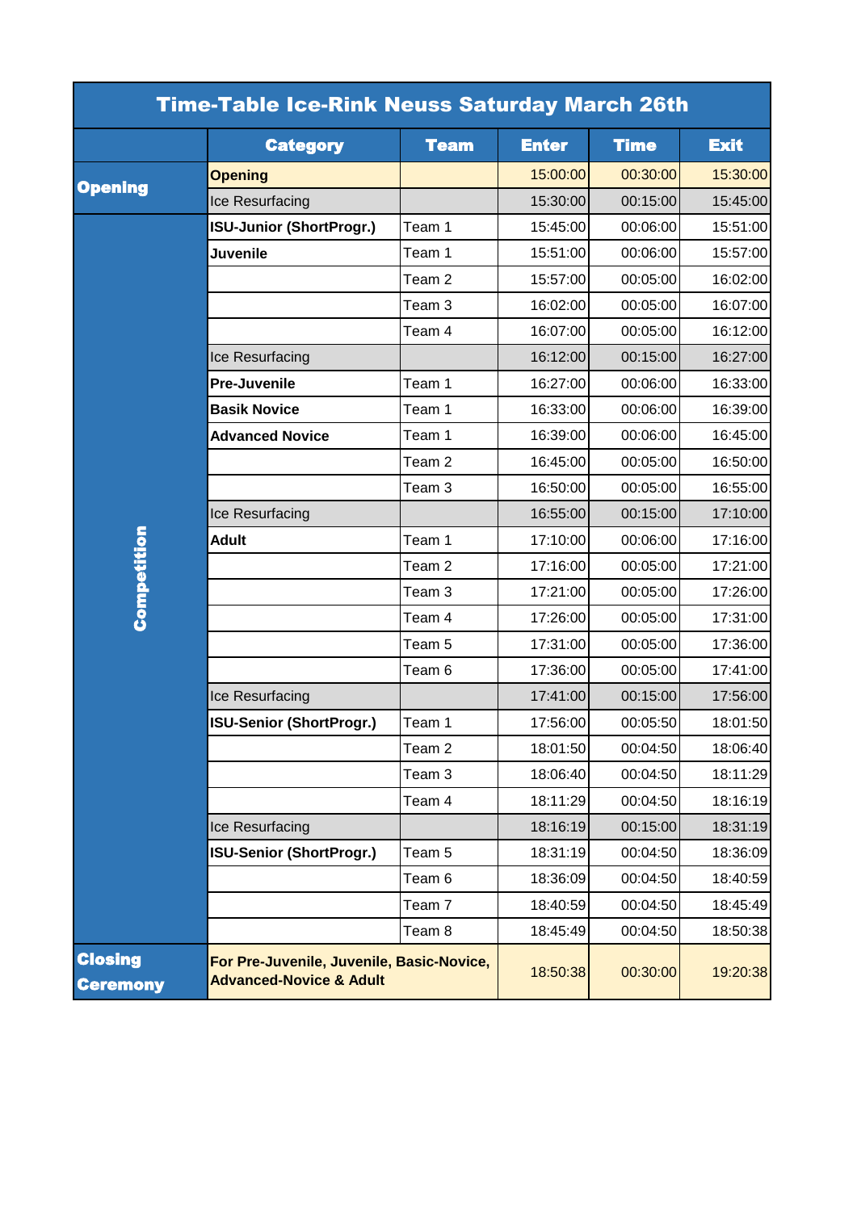# Time-Table Ice-Rink Neuss Saturday March 26th

| | Category | Team | Enter | Time | Exit |
|---|---|---|---|---|---|
| **Opening** | **Opening** | | 15:00:00 | 00:30:00 | 15:30:00 |
| | Ice Resurfacing | | 15:30:00 | 00:15:00 | 15:45:00 |
| **Competition** | **ISU-Junior (ShortProgr.)** | Team 1 | 15:45:00 | 00:06:00 | 15:51:00 |
| | **Juvenile** | Team 1 | 15:51:00 | 00:06:00 | 15:57:00 |
| | | Team 2 | 15:57:00 | 00:05:00 | 16:02:00 |
| | | Team 3 | 16:02:00 | 00:05:00 | 16:07:00 |
| | | Team 4 | 16:07:00 | 00:05:00 | 16:12:00 |
| | Ice Resurfacing | | 16:12:00 | 00:15:00 | 16:27:00 |
| | **Pre-Juvenile** | Team 1 | 16:27:00 | 00:06:00 | 16:33:00 |
| | **Basik Novice** | Team 1 | 16:33:00 | 00:06:00 | 16:39:00 |
| | **Advanced Novice** | Team 1 | 16:39:00 | 00:06:00 | 16:45:00 |
| | | Team 2 | 16:45:00 | 00:05:00 | 16:50:00 |
| | | Team 3 | 16:50:00 | 00:05:00 | 16:55:00 |
| | Ice Resurfacing | | 16:55:00 | 00:15:00 | 17:10:00 |
| | **Adult** | Team 1 | 17:10:00 | 00:06:00 | 17:16:00 |
| | | Team 2 | 17:16:00 | 00:05:00 | 17:21:00 |
| | | Team 3 | 17:21:00 | 00:05:00 | 17:26:00 |
| | | Team 4 | 17:26:00 | 00:05:00 | 17:31:00 |
| | | Team 5 | 17:31:00 | 00:05:00 | 17:36:00 |
| | | Team 6 | 17:36:00 | 00:05:00 | 17:41:00 |
| | Ice Resurfacing | | 17:41:00 | 00:15:00 | 17:56:00 |
| | **ISU-Senior (ShortProgr.)** | Team 1 | 17:56:00 | 00:05:50 | 18:01:50 |
| | | Team 2 | 18:01:50 | 00:04:50 | 18:06:40 |
| | | Team 3 | 18:06:40 | 00:04:50 | 18:11:29 |
| | | Team 4 | 18:11:29 | 00:04:50 | 18:16:19 |
| | Ice Resurfacing | | 18:16:19 | 00:15:00 | 18:31:19 |
| | **ISU-Senior (ShortProgr.)** | Team 5 | 18:31:19 | 00:04:50 | 18:36:09 |
| | | Team 6 | 18:36:09 | 00:04:50 | 18:40:59 |
| | | Team 7 | 18:40:59 | 00:04:50 | 18:45:49 |
| | | Team 8 | 18:45:49 | 00:04:50 | 18:50:38 |
| **Closing Ceremony** | **For Pre-Juvenile, Juvenile, Basic-Novice, Advanced-Novice & Adult** | | 18:50:38 | 00:30:00 | 19:20:38 |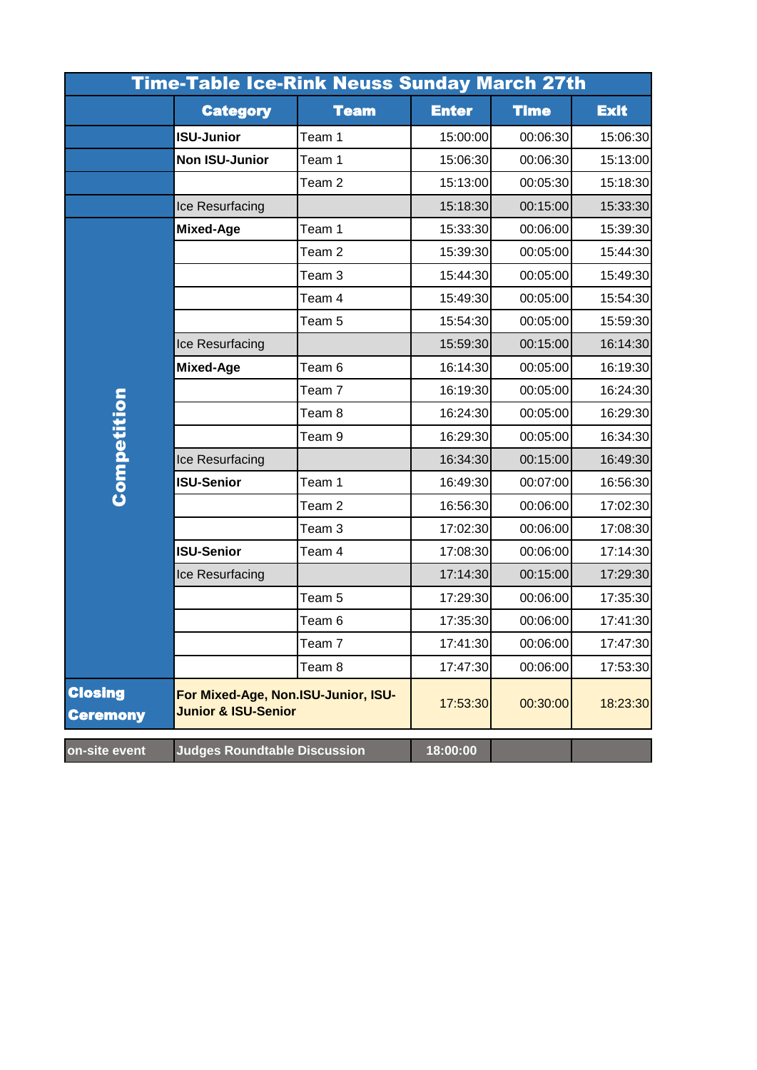# Time-Table Ice-Rink Neuss Sunday March 27th

| | Category | Team | Enter | Time | Exit |
|---|---|---|---|---|---|
| | **ISU-Junior** | Team 1 | 15:00:00 | 00:06:30 | 15:06:30 |
| | **Non ISU-Junior** | Team 1 | 15:06:30 | 00:06:30 | 15:13:00 |
| | | Team 2 | 15:13:00 | 00:05:30 | 15:18:30 |
| | Ice Resurfacing | | 15:18:30 | 00:15:00 | 15:33:30 |
| Competition | **Mixed-Age** | Team 1 | 15:33:30 | 00:06:00 | 15:39:30 |
| | | Team 2 | 15:39:30 | 00:05:00 | 15:44:30 |
| | | Team 3 | 15:44:30 | 00:05:00 | 15:49:30 |
| | | Team 4 | 15:49:30 | 00:05:00 | 15:54:30 |
| | | Team 5 | 15:54:30 | 00:05:00 | 15:59:30 |
| | Ice Resurfacing | | 15:59:30 | 00:15:00 | 16:14:30 |
| | **Mixed-Age** | Team 6 | 16:14:30 | 00:05:00 | 16:19:30 |
| | | Team 7 | 16:19:30 | 00:05:00 | 16:24:30 |
| | | Team 8 | 16:24:30 | 00:05:00 | 16:29:30 |
| | | Team 9 | 16:29:30 | 00:05:00 | 16:34:30 |
| | Ice Resurfacing | | 16:34:30 | 00:15:00 | 16:49:30 |
| | **ISU-Senior** | Team 1 | 16:49:30 | 00:07:00 | 16:56:30 |
| | | Team 2 | 16:56:30 | 00:06:00 | 17:02:30 |
| | | Team 3 | 17:02:30 | 00:06:00 | 17:08:30 |
| | **ISU-Senior** | Team 4 | 17:08:30 | 00:06:00 | 17:14:30 |
| | Ice Resurfacing | | 17:14:30 | 00:15:00 | 17:29:30 |
| | | Team 5 | 17:29:30 | 00:06:00 | 17:35:30 |
| | | Team 6 | 17:35:30 | 00:06:00 | 17:41:30 |
| | | Team 7 | 17:41:30 | 00:06:00 | 17:47:30 |
| | | Team 8 | 17:47:30 | 00:06:00 | 17:53:30 |
| **Closing Ceremony** | **For Mixed-Age, Non.ISU-Junior, ISU-Junior & ISU-Senior** | | 17:53:30 | 00:30:00 | 18:23:30 |

| | | | | |
|---|---|---|---|---|
| on-site event | Judges Roundtable Discussion | 18:00:00 | | |